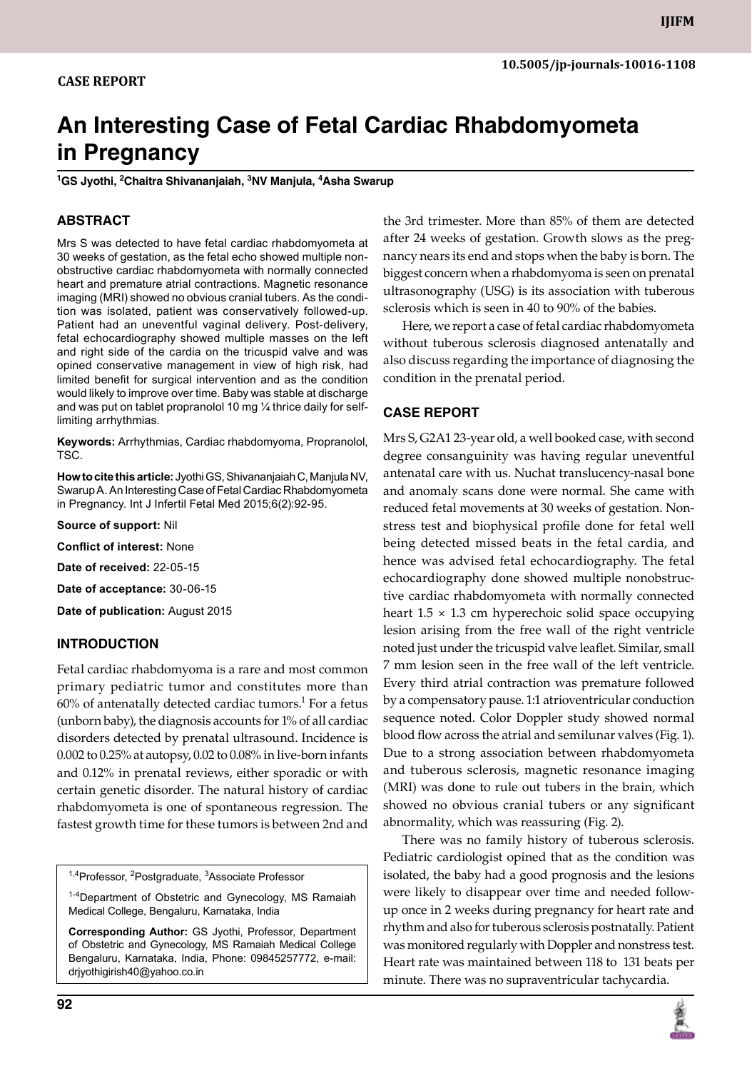CASE REPORT

10.5005/jp-journals-10016-1108

# An Interesting Case of Fetal Cardiac Rhabdomyometa in Pregnancy

[1]GS Jyothi, [2]Chaitra Shivananjaiah, [3]NV Manjula, [4]Asha Swarup

## ABSTRACT

Mrs S was detected to have fetal cardiac rhabdomyometa at 30 weeks of gestation, as the fetal echo showed multiple non-obstructive cardiac rhabdomyometa with normally connected heart and premature atrial contractions. Magnetic resonance imaging (MRI) showed no obvious cranial tubers. As the condition was isolated, patient was conservatively followed-up. Patient had an uneventful vaginal delivery. Post-delivery, fetal echocardiography showed multiple masses on the left and right side of the cardia on the tricuspid valve and was opined conservative management in view of high risk, had limited benefit for surgical intervention and as the condition would likely to improve over time. Baby was stable at discharge and was put on tablet propranolol 10 mg ¼ thrice daily for self-limiting arrhythmias.

**Keywords:** Arrhythmias, Cardiac rhabdomyoma, Propranolol, TSC.

**How to cite this article:** Jyothi GS, Shivananjaiah C, Manjula NV, Swarup A. An Interesting Case of Fetal Cardiac Rhabdomyometa in Pregnancy. Int J Infertil Fetal Med 2015;6(2):92-95.

**Source of support:** Nil

**Conflict of interest:** None

**Date of received:** 22-05-15

**Date of acceptance:** 30-06-15

**Date of publication:** August 2015

## INTRODUCTION

Fetal cardiac rhabdomyoma is a rare and most common primary pediatric tumor and constitutes more than 60% of antenatally detected cardiac tumors.[1] For a fetus (unborn baby), the diagnosis accounts for 1% of all cardiac disorders detected by prenatal ultrasound. Incidence is 0.002 to 0.25% at autopsy, 0.02 to 0.08% in live-born infants and 0.12% in prenatal reviews, either sporadic or with certain genetic disorder. The natural history of cardiac rhabdomyometa is one of spontaneous regression. The fastest growth time for these tumors is between 2nd and the 3rd trimester. More than 85% of them are detected after 24 weeks of gestation. Growth slows as the pregnancy nears its end and stops when the baby is born. The biggest concern when a rhabdomyoma is seen on prenatal ultrasonography (USG) is its association with tuberous sclerosis which is seen in 40 to 90% of the babies.

Here, we report a case of fetal cardiac rhabdomyometa without tuberous sclerosis diagnosed antenatally and also discuss regarding the importance of diagnosing the condition in the prenatal period.

[1,4]Professor, [2]Postgraduate, [3]Associate Professor

[1-4]Department of Obstetric and Gynecology, MS Ramaiah Medical College, Bengaluru, Karnataka, India

**Corresponding Author:** GS Jyothi, Professor, Department of Obstetric and Gynecology, MS Ramaiah Medical College Bengaluru, Karnataka, India, Phone: 09845257772, e-mail: drjyothigirish40@yahoo.co.in

## CASE REPORT

Mrs S, G2A1 23-year old, a well booked case, with second degree consanguinity was having regular uneventful antenatal care with us. Nuchat translucency-nasal bone and anomaly scans done were normal. She came with reduced fetal movements at 30 weeks of gestation. Nonstress test and biophysical profile done for fetal well being detected missed beats in the fetal cardia, and hence was advised fetal echocardiography. The fetal echocardiography done showed multiple nonobstructive cardiac rhabdomyometa with normally connected heart 1.5 × 1.3 cm hyperechoic solid space occupying lesion arising from the free wall of the right ventricle noted just under the tricuspid valve leaflet. Similar, small 7 mm lesion seen in the free wall of the left ventricle. Every third atrial contraction was premature followed by a compensatory pause. 1:1 atrioventricular conduction sequence noted. Color Doppler study showed normal blood flow across the atrial and semilunar valves (Fig. 1). Due to a strong association between rhabdomyometa and tuberous sclerosis, magnetic resonance imaging (MRI) was done to rule out tubers in the brain, which showed no obvious cranial tubers or any significant abnormality, which was reassuring (Fig. 2).

There was no family history of tuberous sclerosis. Pediatric cardiologist opined that as the condition was isolated, the baby had a good prognosis and the lesions were likely to disappear over time and needed follow-up once in 2 weeks during pregnancy for heart rate and rhythm and also for tuberous sclerosis postnatally. Patient was monitored regularly with Doppler and nonstress test. Heart rate was maintained between 118 to 131 beats per minute. There was no supraventricular tachycardia.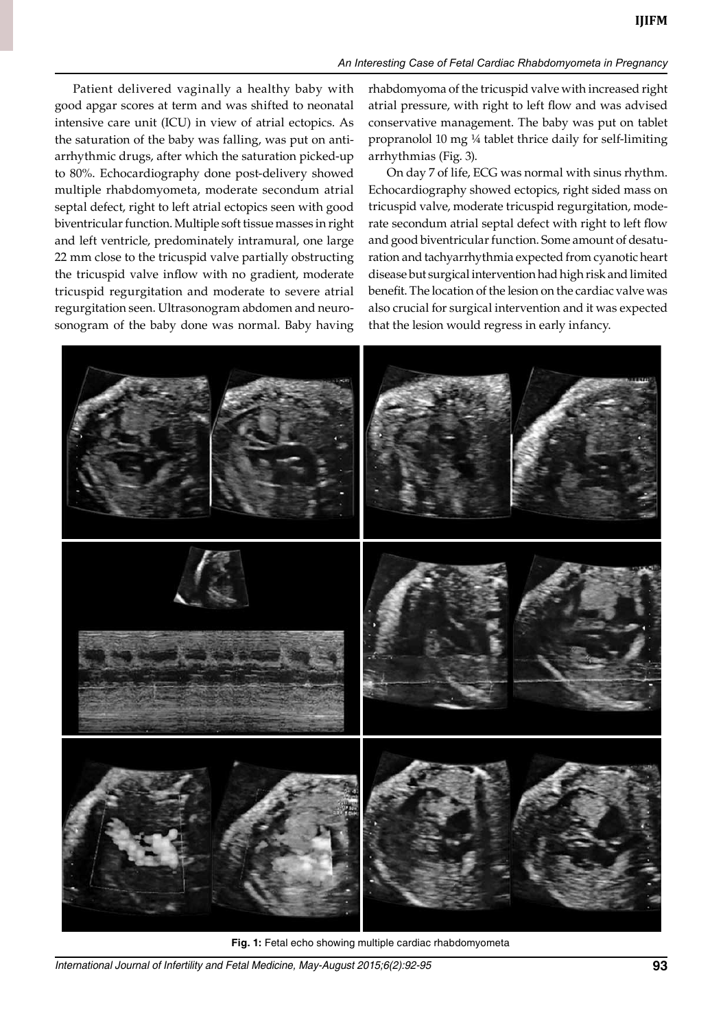Patient delivered vaginally a healthy baby with good apgar scores at term and was shifted to neonatal intensive care unit (ICU) in view of atrial ectopics. As the saturation of the baby was falling, was put on anti-arrhythmic drugs, after which the saturation picked-up to 80%. Echocardiography done post-delivery showed multiple rhabdomyometa, moderate secondum atrial septal defect, right to left atrial ectopics seen with good biventricular function. Multiple soft tissue masses in right and left ventricle, predominately intramural, one large 22 mm close to the tricuspid valve partially obstructing the tricuspid valve inflow with no gradient, moderate tricuspid regurgitation and moderate to severe atrial regurgitation seen. Ultrasonogram abdomen and neurosonogram of the baby done was normal. Baby having rhabdomyoma of the tricuspid valve with increased right atrial pressure, with right to left flow and was advised conservative management. The baby was put on tablet propranolol 10 mg ¼ tablet thrice daily for self-limiting arrhythmias (Fig. 3).

On day 7 of life, ECG was normal with sinus rhythm. Echocardiography showed ectopics, right sided mass on tricuspid valve, moderate tricuspid regurgitation, moderate secondum atrial septal defect with right to left flow and good biventricular function. Some amount of desaturation and tachyarrhythmia expected from cyanotic heart disease but surgical intervention had high risk and limited benefit. The location of the lesion on the cardiac valve was also crucial for surgical intervention and it was expected that the lesion would regress in early infancy.

**Fig. 1:** Fetal echo showing multiple cardiac rhabdomyometa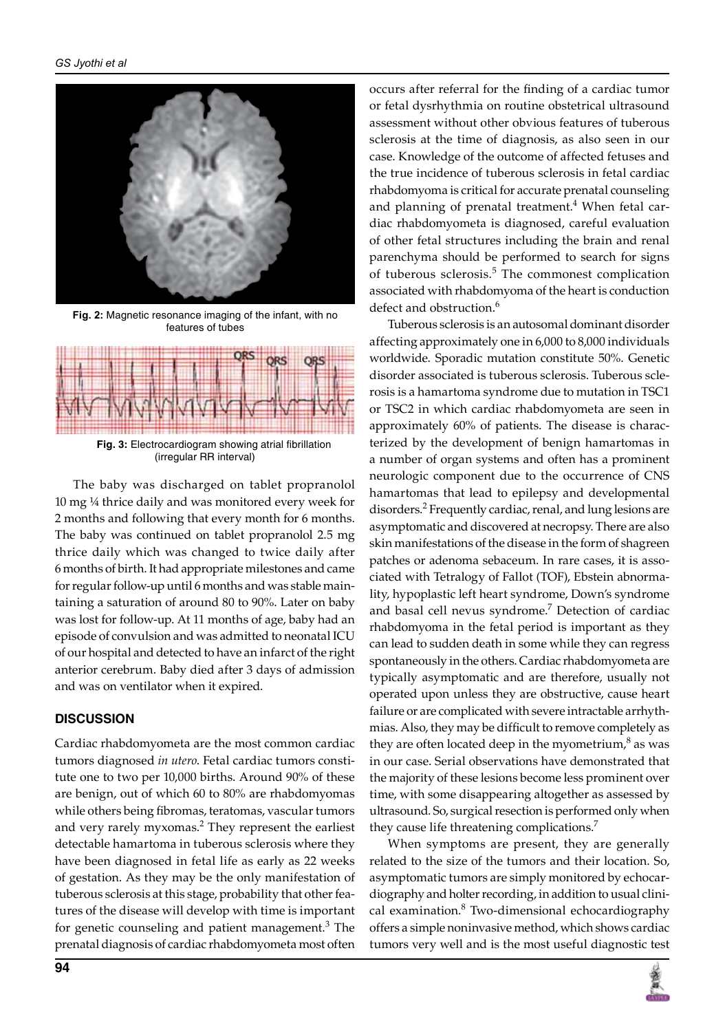**Fig. 2:** Magnetic resonance imaging of the infant, with no features of tubes

**Fig. 3:** Electrocardiogram showing atrial fibrillation (irregular RR interval)

The baby was discharged on tablet propranolol 10 mg ¼ thrice daily and was monitored every week for 2 months and following that every month for 6 months. The baby was continued on tablet propranolol 2.5 mg thrice daily which was changed to twice daily after 6 months of birth. It had appropriate milestones and came for regular follow-up until 6 months and was stable maintaining a saturation of around 80 to 90%. Later on baby was lost for follow-up. At 11 months of age, baby had an episode of convulsion and was admitted to neonatal ICU of our hospital and detected to have an infarct of the right anterior cerebrum. Baby died after 3 days of admission and was on ventilator when it expired.

## DISCUSSION

Cardiac rhabdomyometa are the most common cardiac tumors diagnosed *in utero*. Fetal cardiac tumors constitute one to two per 10,000 births. Around 90% of these are benign, out of which 60 to 80% are rhabdomyomas while others being fibromas, teratomas, vascular tumors and very rarely myxomas.[2] They represent the earliest detectable hamartoma in tuberous sclerosis where they have been diagnosed in fetal life as early as 22 weeks of gestation. As they may be the only manifestation of tuberous sclerosis at this stage, probability that other features of the disease will develop with time is important for genetic counseling and patient management.[3] The prenatal diagnosis of cardiac rhabdomyometa most often occurs after referral for the finding of a cardiac tumor or fetal dysrhythmia on routine obstetrical ultrasound assessment without other obvious features of tuberous sclerosis at the time of diagnosis, as also seen in our case. Knowledge of the outcome of affected fetuses and the true incidence of tuberous sclerosis in fetal cardiac rhabdomyoma is critical for accurate prenatal counseling and planning of prenatal treatment.[4] When fetal cardiac rhabdomyometa is diagnosed, careful evaluation of other fetal structures including the brain and renal parenchyma should be performed to search for signs of tuberous sclerosis.[5] The commonest complication associated with rhabdomyoma of the heart is conduction defect and obstruction.[6]

Tuberous sclerosis is an autosomal dominant disorder affecting approximately one in 6,000 to 8,000 individuals worldwide. Sporadic mutation constitute 50%. Genetic disorder associated is tuberous sclerosis. Tuberous sclerosis is a hamartoma syndrome due to mutation in TSC1 or TSC2 in which cardiac rhabdomyometa are seen in approximately 60% of patients. The disease is characterized by the development of benign hamartomas in a number of organ systems and often has a prominent neurologic component due to the occurrence of CNS hamartomas that lead to epilepsy and developmental disorders.[2] Frequently cardiac, renal, and lung lesions are asymptomatic and discovered at necropsy. There are also skin manifestations of the disease in the form of shagreen patches or adenoma sebaceum. In rare cases, it is associated with Tetralogy of Fallot (TOF), Ebstein abnormality, hypoplastic left heart syndrome, Down's syndrome and basal cell nevus syndrome.[7] Detection of cardiac rhabdomyoma in the fetal period is important as they can lead to sudden death in some while they can regress spontaneously in the others. Cardiac rhabdomyometa are typically asymptomatic and are therefore, usually not operated upon unless they are obstructive, cause heart failure or are complicated with severe intractable arrhythmias. Also, they may be difficult to remove completely as they are often located deep in the myometrium,[8] as was in our case. Serial observations have demonstrated that the majority of these lesions become less prominent over time, with some disappearing altogether as assessed by ultrasound. So, surgical resection is performed only when they cause life threatening complications.[7]

When symptoms are present, they are generally related to the size of the tumors and their location. So, asymptomatic tumors are simply monitored by echocardiography and holter recording, in addition to usual clinical examination.[8] Two-dimensional echocardiography offers a simple noninvasive method, which shows cardiac tumors very well and is the most useful diagnostic test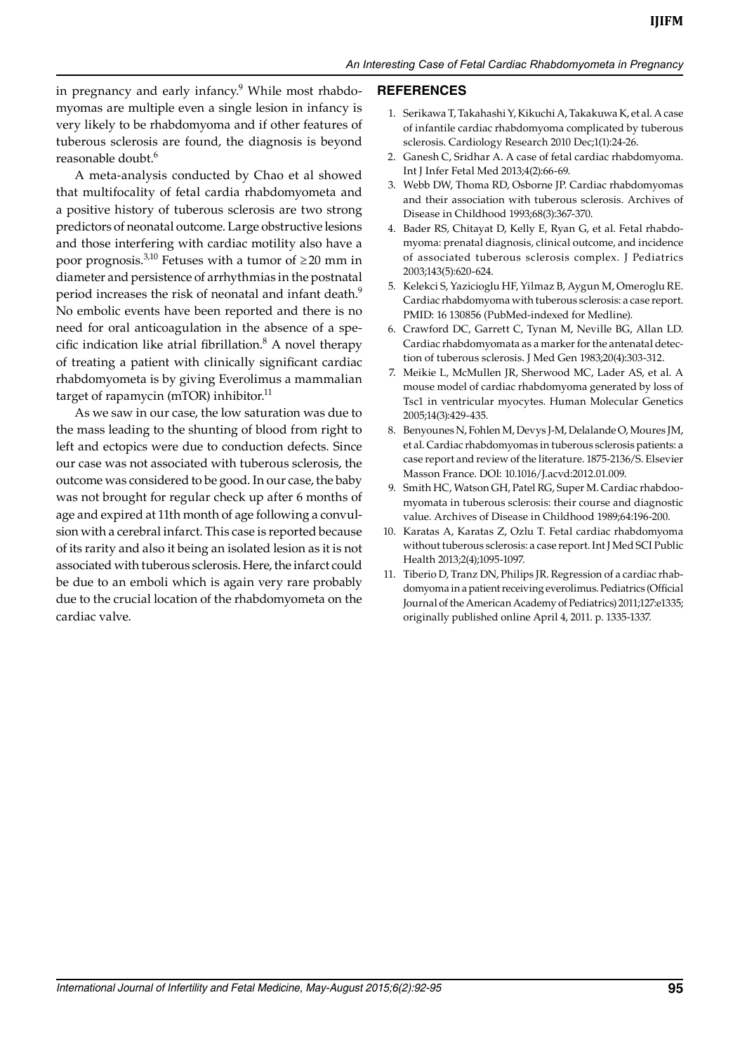in pregnancy and early infancy.[9] While most rhabdomyomas are multiple even a single lesion in infancy is very likely to be rhabdomyoma and if other features of tuberous sclerosis are found, the diagnosis is beyond reasonable doubt.[6]

A meta-analysis conducted by Chao et al showed that multifocality of fetal cardia rhabdomyometa and a positive history of tuberous sclerosis are two strong predictors of neonatal outcome. Large obstructive lesions and those interfering with cardiac motility also have a poor prognosis.[3,10] Fetuses with a tumor of ≥20 mm in diameter and persistence of arrhythmias in the postnatal period increases the risk of neonatal and infant death.[9] No embolic events have been reported and there is no need for oral anticoagulation in the absence of a specific indication like atrial fibrillation.[8] A novel therapy of treating a patient with clinically significant cardiac rhabdomyometa is by giving Everolimus a mammalian target of rapamycin (mTOR) inhibitor.[11]

As we saw in our case, the low saturation was due to the mass leading to the shunting of blood from right to left and ectopics were due to conduction defects. Since our case was not associated with tuberous sclerosis, the outcome was considered to be good. In our case, the baby was not brought for regular check up after 6 months of age and expired at 11th month of age following a convulsion with a cerebral infarct. This case is reported because of its rarity and also it being an isolated lesion as it is not associated with tuberous sclerosis. Here, the infarct could be due to an emboli which is again very rare probably due to the crucial location of the rhabdomyometa on the cardiac valve.

## REFERENCES

1. Serikawa T, Takahashi Y, Kikuchi A, Takakuwa K, et al. A case of infantile cardiac rhabdomyoma complicated by tuberous sclerosis. Cardiology Research 2010 Dec;1(1):24-26.
2. Ganesh C, Sridhar A. A case of fetal cardiac rhabdomyoma. Int J Infer Fetal Med 2013;4(2):66-69.
3. Webb DW, Thoma RD, Osborne JP. Cardiac rhabdomyomas and their association with tuberous sclerosis. Archives of Disease in Childhood 1993;68(3):367-370.
4. Bader RS, Chitayat D, Kelly E, Ryan G, et al. Fetal rhabdomyoma: prenatal diagnosis, clinical outcome, and incidence of associated tuberous sclerosis complex. J Pediatrics 2003;143(5):620-624.
5. Kelekci S, Yazicioglu HF, Yilmaz B, Aygun M, Omeroglu RE. Cardiac rhabdomyoma with tuberous sclerosis: a case report. PMID: 16 130856 (PubMed-indexed for Medline).
6. Crawford DC, Garrett C, Tynan M, Neville BG, Allan LD. Cardiac rhabdomyomata as a marker for the antenatal detection of tuberous sclerosis. J Med Gen 1983;20(4):303-312.
7. Meikie L, McMullen JR, Sherwood MC, Lader AS, et al. A mouse model of cardiac rhabdomyoma generated by loss of Tsc1 in ventricular myocytes. Human Molecular Genetics 2005;14(3):429-435.
8. Benyounes N, Fohlen M, Devys J-M, Delalande O, Moures JM, et al. Cardiac rhabdomyomas in tuberous sclerosis patients: a case report and review of the literature. 1875-2136/S. Elsevier Masson France. DOI: 10.1016/J.acvd:2012.01.009.
9. Smith HC, Watson GH, Patel RG, Super M. Cardiac rhabdoomyomata in tuberous sclerosis: their course and diagnostic value. Archives of Disease in Childhood 1989;64:196-200.
10. Karatas A, Karatas Z, Ozlu T. Fetal cardiac rhabdomyoma without tuberous sclerosis: a case report. Int J Med SCI Public Health 2013;2(4);1095-1097.
11. Tiberio D, Tranz DN, Philips JR. Regression of a cardiac rhabdomyoma in a patient receiving everolimus. Pediatrics (Official Journal of the American Academy of Pediatrics) 2011;127:e1335; originally published online April 4, 2011. p. 1335-1337.